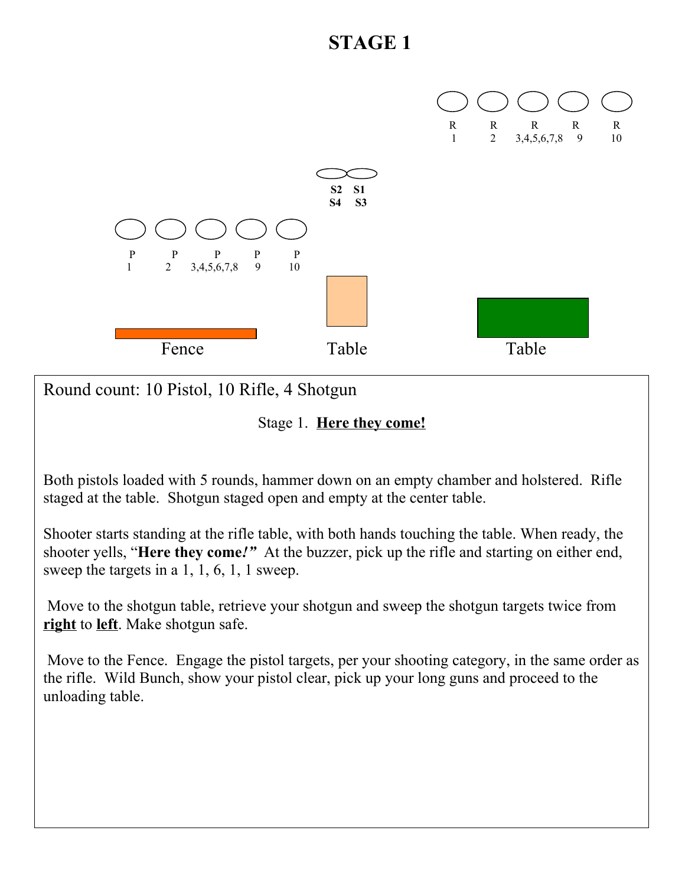# STAGE 1

R 1 &nbsp;&nbsp; R 2 &nbsp;&nbsp; R 3,4,5,6,7,8 &nbsp;&nbsp; R 9 &nbsp;&nbsp; R 10

**S2 S1**
**S4 S3**

P 1 &nbsp;&nbsp; P 2 &nbsp;&nbsp; P 3,4,5,6,7,8 &nbsp;&nbsp; P 9 &nbsp;&nbsp; P 10

Fence &nbsp;&nbsp; Table &nbsp;&nbsp; Table

Round count: 10 Pistol, 10 Rifle, 4 Shotgun

Stage 1. **Here they come!**

Both pistols loaded with 5 rounds, hammer down on an empty chamber and holstered. Rifle staged at the table. Shotgun staged open and empty at the center table.

Shooter starts standing at the rifle table, with both hands touching the table. When ready, the shooter yells, "**Here they come!**" At the buzzer, pick up the rifle and starting on either end, sweep the targets in a 1, 1, 6, 1, 1 sweep.

Move to the shotgun table, retrieve your shotgun and sweep the shotgun targets twice from **right** to **left**. Make shotgun safe.

Move to the Fence. Engage the pistol targets, per your shooting category, in the same order as the rifle. Wild Bunch, show your pistol clear, pick up your long guns and proceed to the unloading table.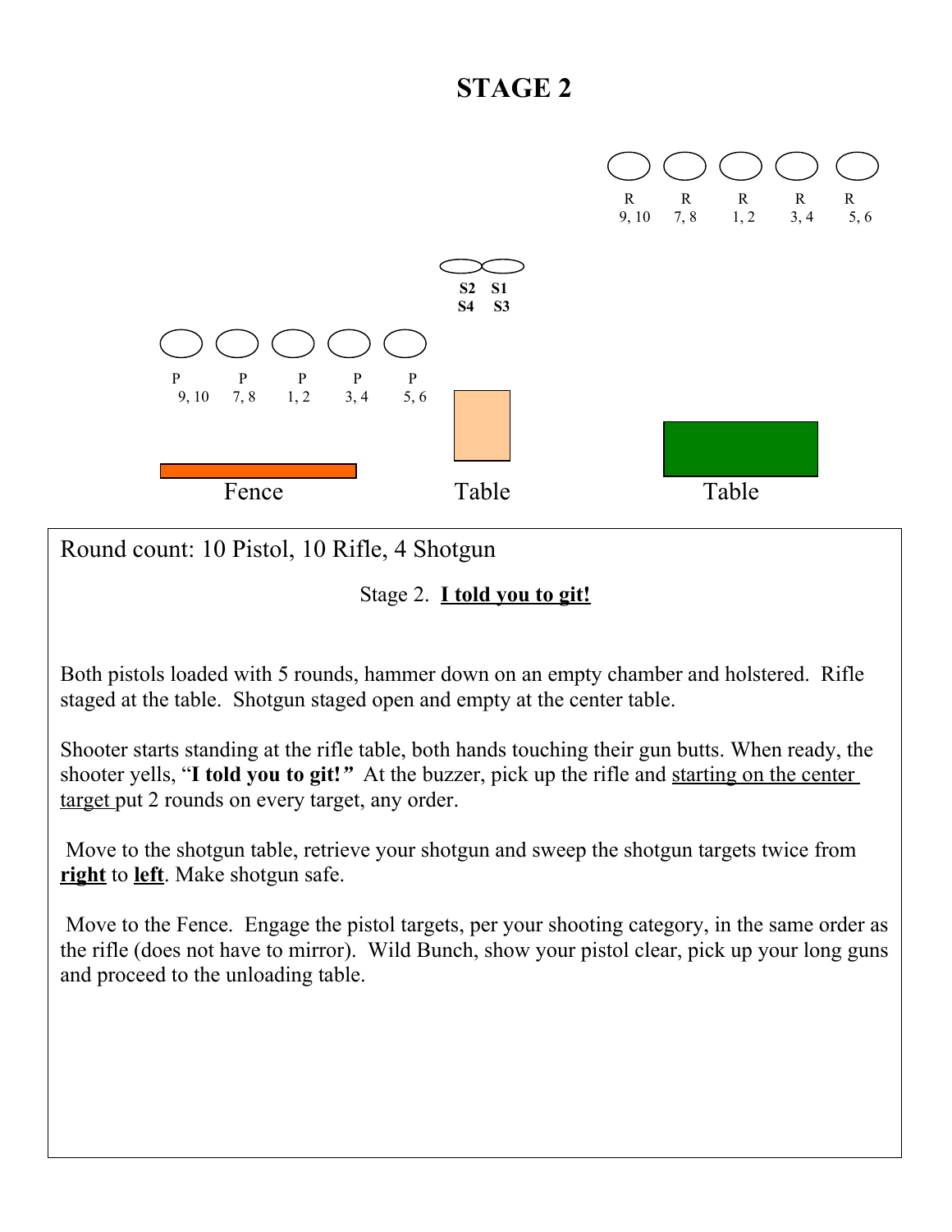# STAGE 2

R 9, 10 | R 7, 8 | R 1, 2 | R 3, 4 | R 5, 6

S2 S4 | S1 S3

P 9, 10 | P 7, 8 | P 1, 2 | P 3, 4 | P 5, 6

Fence | Table | Table

Round count: 10 Pistol, 10 Rifle, 4 Shotgun

Stage 2. **I told you to git!**

Both pistols loaded with 5 rounds, hammer down on an empty chamber and holstered. Rifle staged at the table. Shotgun staged open and empty at the center table.

Shooter starts standing at the rifle table, both hands touching their gun butts. When ready, the shooter yells, "**I told you to git!**" At the buzzer, pick up the rifle and starting on the center target put 2 rounds on every target, any order.

Move to the shotgun table, retrieve your shotgun and sweep the shotgun targets twice from **right** to **left**. Make shotgun safe.

Move to the Fence. Engage the pistol targets, per your shooting category, in the same order as the rifle (does not have to mirror). Wild Bunch, show your pistol clear, pick up your long guns and proceed to the unloading table.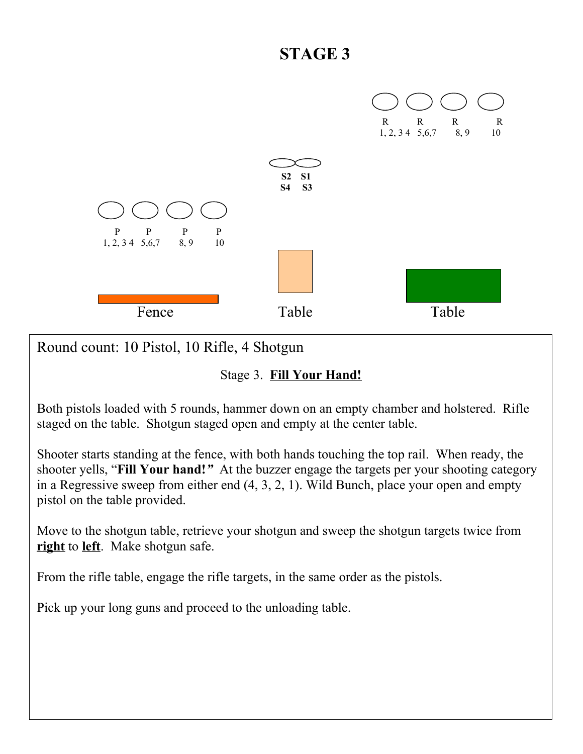# STAGE 3

R R R R
1, 2, 3 4 5,6,7 8, 9 10

S2 S1
S4 S3

P P P P
1, 2, 3 4 5,6,7 8, 9 10

Fence Table Table

Round count: 10 Pistol, 10 Rifle, 4 Shotgun

Stage 3. **Fill Your Hand!**

Both pistols loaded with 5 rounds, hammer down on an empty chamber and holstered. Rifle staged on the table. Shotgun staged open and empty at the center table.

Shooter starts standing at the fence, with both hands touching the top rail. When ready, the shooter yells, "**Fill Your hand!**" At the buzzer engage the targets per your shooting category in a Regressive sweep from either end (4, 3, 2, 1). Wild Bunch, place your open and empty pistol on the table provided.

Move to the shotgun table, retrieve your shotgun and sweep the shotgun targets twice from **right** to **left**. Make shotgun safe.

From the rifle table, engage the rifle targets, in the same order as the pistols.

Pick up your long guns and proceed to the unloading table.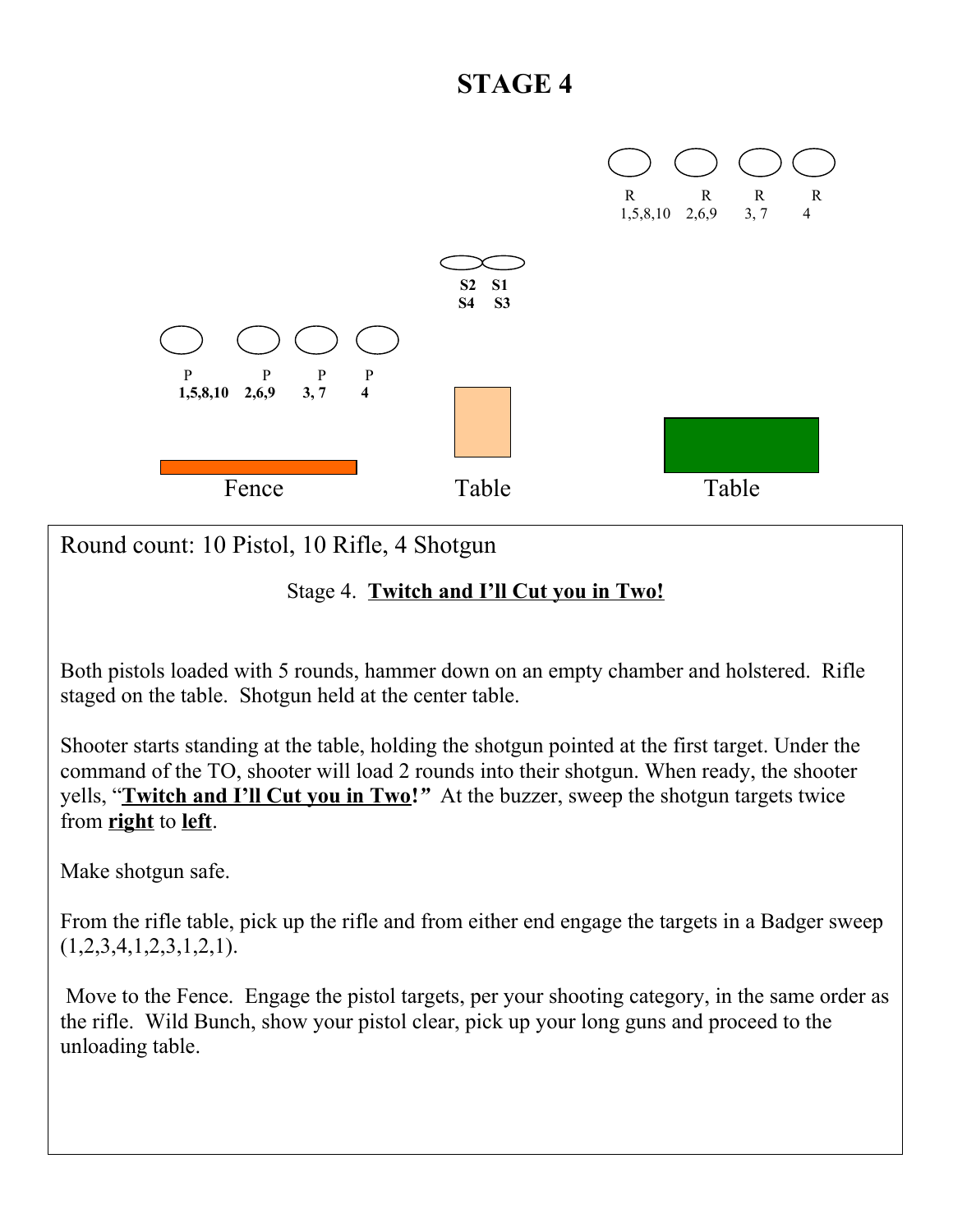# STAGE 4

R R R R
1,5,8,10 2,6,9 3, 7 4

S2 S1
S4 S3

P P P P
1,5,8,10 2,6,9 3, 7 4

Fence Table Table

Round count: 10 Pistol, 10 Rifle, 4 Shotgun

Stage 4. **Twitch and I'll Cut you in Two!**

Both pistols loaded with 5 rounds, hammer down on an empty chamber and holstered. Rifle staged on the table. Shotgun held at the center table.

Shooter starts standing at the table, holding the shotgun pointed at the first target. Under the command of the TO, shooter will load 2 rounds into their shotgun. When ready, the shooter yells, "**Twitch and I'll Cut you in Two!**" At the buzzer, sweep the shotgun targets twice from **right** to **left**.

Make shotgun safe.

From the rifle table, pick up the rifle and from either end engage the targets in a Badger sweep (1,2,3,4,1,2,3,1,2,1).

Move to the Fence. Engage the pistol targets, per your shooting category, in the same order as the rifle. Wild Bunch, show your pistol clear, pick up your long guns and proceed to the unloading table.